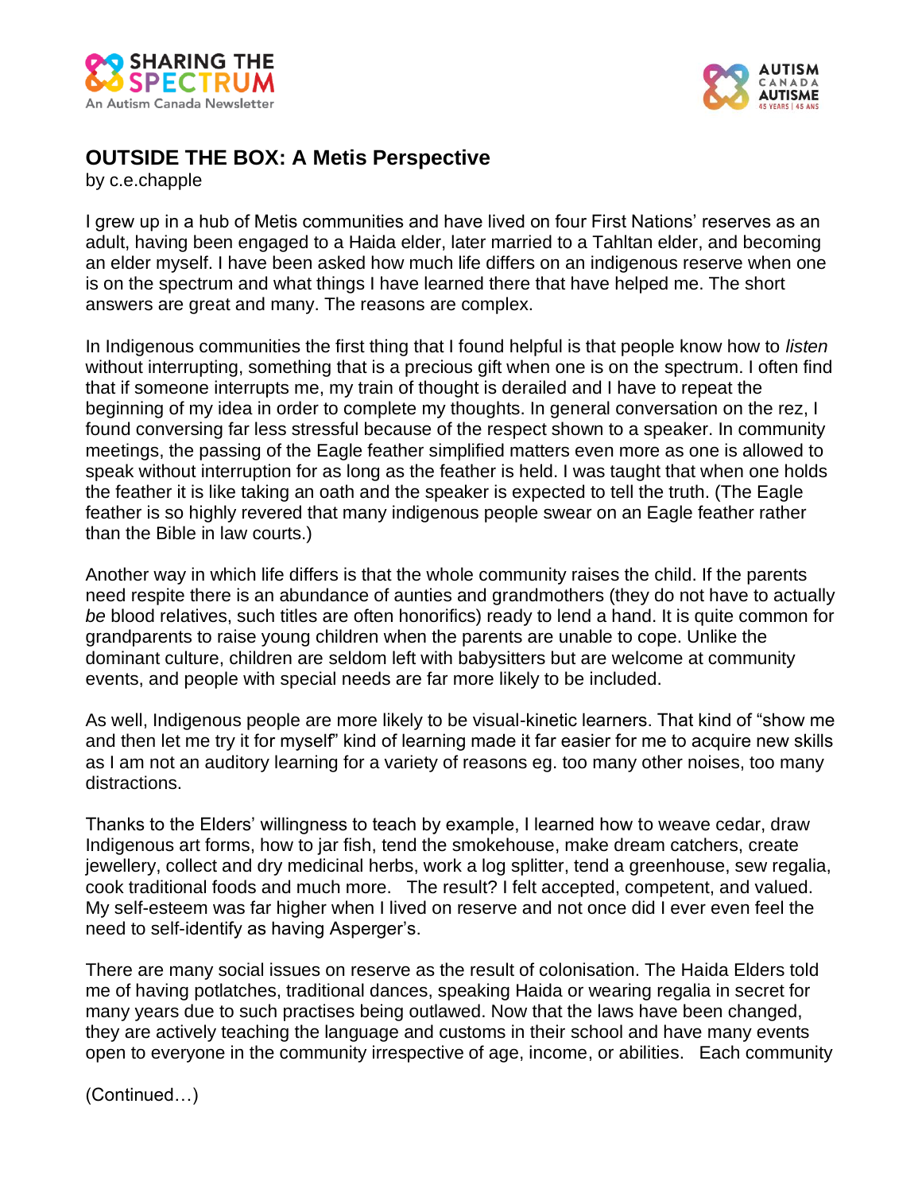## OUTSIDE THE BOX: A Metis Perspective

by c.e.chapple

I grew up in a hub of Metis communities and have lived on four First Nations' reserves as an adult, having been engaged to a Haida elder, later married to a Tahltan elder, and becoming an elder myself. I have been asked how much life differs on an indigenous reserve when one is on the spectrum and what things I have learned there that have helped me. The short answers are great and many. The reasons are complex.

In Indigenous communities the first thing that I found helpful is that people know how to *listen* without interrupting, something that is a precious gift when one is on the spectrum. I often find that if someone interrupts me, my train of thought is derailed and I have to repeat the beginning of my idea in order to complete my thoughts. In general conversation on the rez, I found conversing far less stressful because of the respect shown to a speaker. In community meetings, the passing of the Eagle feather simplified matters even more as one is allowed to speak without interruption for as long as the feather is held. I was taught that when one holds the feather it is like taking an oath and the speaker is expected to tell the truth. (The Eagle feather is so highly revered that many indigenous people swear on an Eagle feather rather than the Bible in law courts.)

Another way in which life differs is that the whole community raises the child. If the parents need respite there is an abundance of aunties and grandmothers (they do not have to actually *be* blood relatives, such titles are often honorifics) ready to lend a hand. It is quite common for grandparents to raise young children when the parents are unable to cope. Unlike the dominant culture, children are seldom left with babysitters but are welcome at community events, and people with special needs are far more likely to be included.

As well, Indigenous people are more likely to be visual-kinetic learners. That kind of "show me and then let me try it for myself" kind of learning made it far easier for me to acquire new skills as I am not an auditory learning for a variety of reasons eg. too many other noises, too many distractions.

Thanks to the Elders' willingness to teach by example, I learned how to weave cedar, draw Indigenous art forms, how to jar fish, tend the smokehouse, make dream catchers, create jewellery, collect and dry medicinal herbs, work a log splitter, tend a greenhouse, sew regalia, cook traditional foods and much more. The result? I felt accepted, competent, and valued. My self-esteem was far higher when I lived on reserve and not once did I ever even feel the need to self-identify as having Asperger's.

There are many social issues on reserve as the result of colonisation. The Haida Elders told me of having potlatches, traditional dances, speaking Haida or wearing regalia in secret for many years due to such practises being outlawed. Now that the laws have been changed, they are actively teaching the language and customs in their school and have many events open to everyone in the community irrespective of age, income, or abilities. Each community

(Continued…)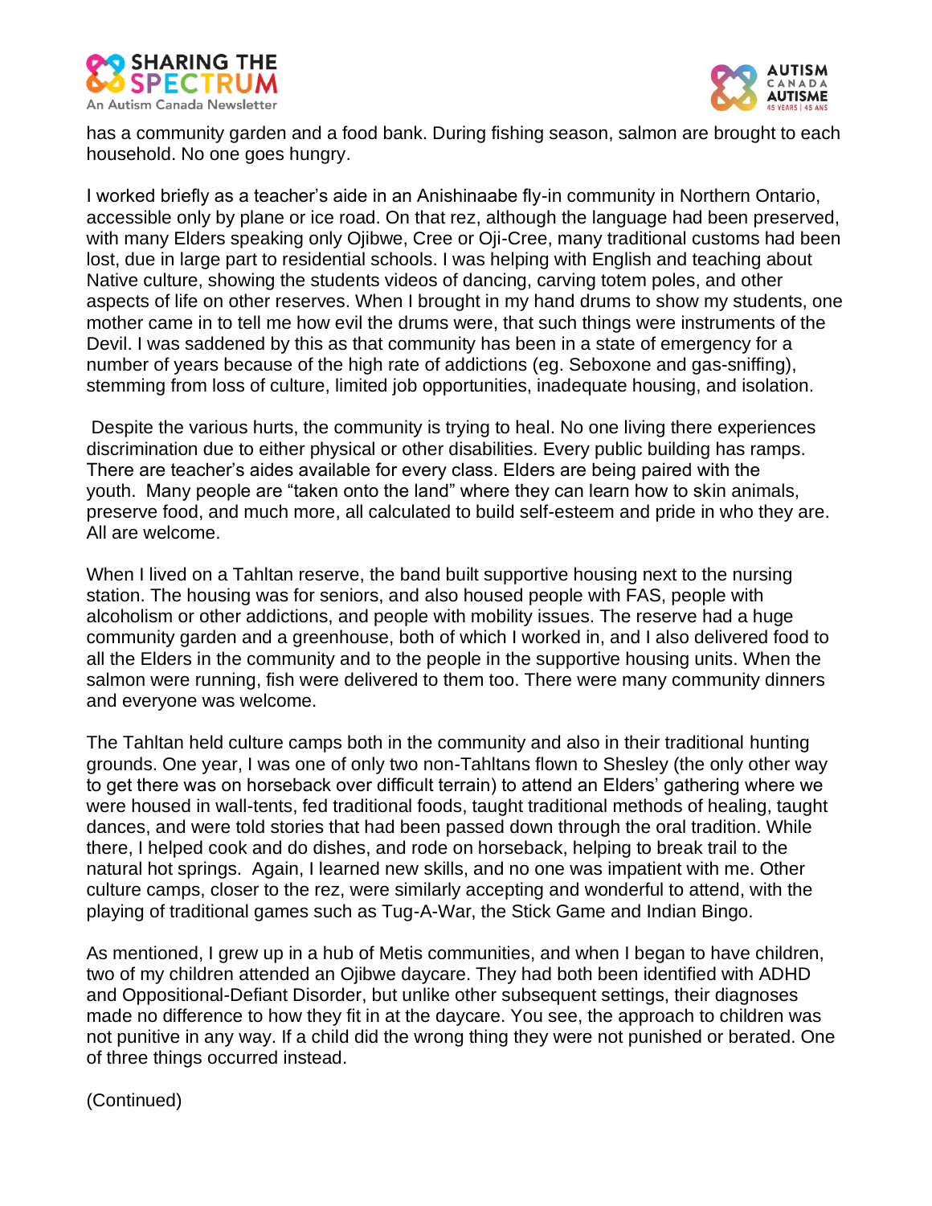has a community garden and a food bank. During fishing season, salmon are brought to each household. No one goes hungry.

I worked briefly as a teacher's aide in an Anishinaabe fly-in community in Northern Ontario, accessible only by plane or ice road. On that rez, although the language had been preserved, with many Elders speaking only Ojibwe, Cree or Oji-Cree, many traditional customs had been lost, due in large part to residential schools. I was helping with English and teaching about Native culture, showing the students videos of dancing, carving totem poles, and other aspects of life on other reserves. When I brought in my hand drums to show my students, one mother came in to tell me how evil the drums were, that such things were instruments of the Devil. I was saddened by this as that community has been in a state of emergency for a number of years because of the high rate of addictions (eg. Seboxone and gas-sniffing), stemming from loss of culture, limited job opportunities, inadequate housing, and isolation.

Despite the various hurts, the community is trying to heal. No one living there experiences discrimination due to either physical or other disabilities. Every public building has ramps. There are teacher's aides available for every class. Elders are being paired with the youth. Many people are "taken onto the land" where they can learn how to skin animals, preserve food, and much more, all calculated to build self-esteem and pride in who they are. All are welcome.

When I lived on a Tahltan reserve, the band built supportive housing next to the nursing station. The housing was for seniors, and also housed people with FAS, people with alcoholism or other addictions, and people with mobility issues. The reserve had a huge community garden and a greenhouse, both of which I worked in, and I also delivered food to all the Elders in the community and to the people in the supportive housing units. When the salmon were running, fish were delivered to them too. There were many community dinners and everyone was welcome.

The Tahltan held culture camps both in the community and also in their traditional hunting grounds. One year, I was one of only two non-Tahltans flown to Shesley (the only other way to get there was on horseback over difficult terrain) to attend an Elders' gathering where we were housed in wall-tents, fed traditional foods, taught traditional methods of healing, taught dances, and were told stories that had been passed down through the oral tradition. While there, I helped cook and do dishes, and rode on horseback, helping to break trail to the natural hot springs. Again, I learned new skills, and no one was impatient with me. Other culture camps, closer to the rez, were similarly accepting and wonderful to attend, with the playing of traditional games such as Tug-A-War, the Stick Game and Indian Bingo.

As mentioned, I grew up in a hub of Metis communities, and when I began to have children, two of my children attended an Ojibwe daycare. They had both been identified with ADHD and Oppositional-Defiant Disorder, but unlike other subsequent settings, their diagnoses made no difference to how they fit in at the daycare. You see, the approach to children was not punitive in any way. If a child did the wrong thing they were not punished or berated. One of three things occurred instead.

(Continued)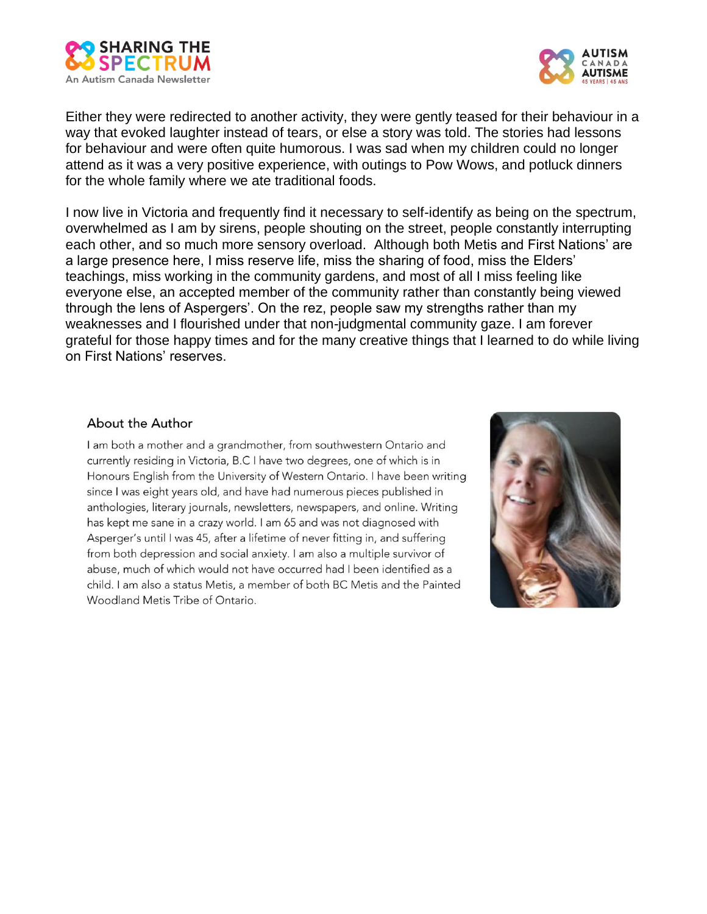Either they were redirected to another activity, they were gently teased for their behaviour in a way that evoked laughter instead of tears, or else a story was told. The stories had lessons for behaviour and were often quite humorous. I was sad when my children could no longer attend as it was a very positive experience, with outings to Pow Wows, and potluck dinners for the whole family where we ate traditional foods.

I now live in Victoria and frequently find it necessary to self-identify as being on the spectrum, overwhelmed as I am by sirens, people shouting on the street, people constantly interrupting each other, and so much more sensory overload. Although both Metis and First Nations' are a large presence here, I miss reserve life, miss the sharing of food, miss the Elders' teachings, miss working in the community gardens, and most of all I miss feeling like everyone else, an accepted member of the community rather than constantly being viewed through the lens of Aspergers'. On the rez, people saw my strengths rather than my weaknesses and I flourished under that non-judgmental community gaze. I am forever grateful for those happy times and for the many creative things that I learned to do while living on First Nations' reserves.

## About the Author

I am both a mother and a grandmother, from southwestern Ontario and currently residing in Victoria, B.C I have two degrees, one of which is in Honours English from the University of Western Ontario. I have been writing since I was eight years old, and have had numerous pieces published in anthologies, literary journals, newsletters, newspapers, and online. Writing has kept me sane in a crazy world. I am 65 and was not diagnosed with Asperger's until I was 45, after a lifetime of never fitting in, and suffering from both depression and social anxiety. I am also a multiple survivor of abuse, much of which would not have occurred had I been identified as a child. I am also a status Metis, a member of both BC Metis and the Painted Woodland Metis Tribe of Ontario.